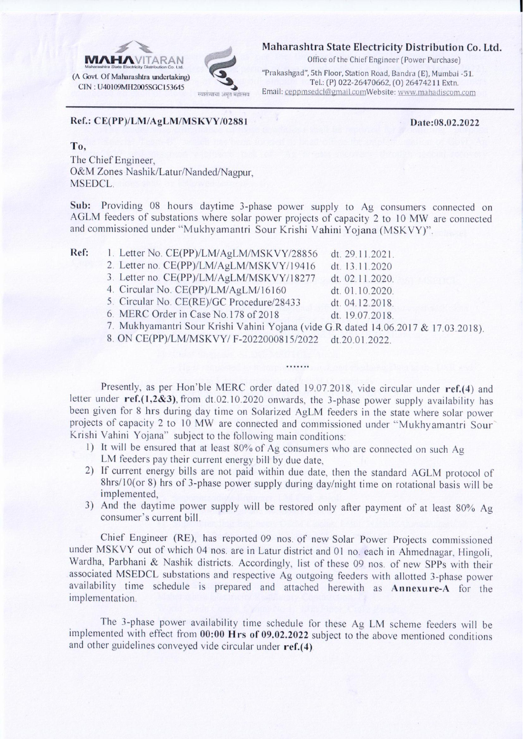**MAHAVITARAN**
Maharashtra State Electricity Distribution Co. Ltd.
(A Govt. Of Maharashtra undertaking)
CIN : U40109MH2005SGC153645

**Maharashtra State Electricity Distribution Co. Ltd.**
Office of the Chief Engineer (Power Purchase)
"Prakashgad", 5th Floor, Station Road, Bandra (E), Mumbai -51.
Tel.: (P) 022-26470662, (O) 26474211 Extn.
Email: ceppmsedcl@gmail.com Website: www.mahadiscom.com

**Ref.: CE(PP)/LM/AgLM/MSKVY/02881** **Date:08.02.2022**

**To,**
The Chief Engineer,
O&M Zones Nashik/Latur/Nanded/Nagpur,
MSEDCL.

**Sub:** Providing 08 hours daytime 3-phase power supply to Ag consumers connected on AGLM feeders of substations where solar power projects of capacity 2 to 10 MW are connected and commissioned under "Mukhyamantri Sour Krishi Vahini Yojana (MSKVY)".

**Ref:**

1. Letter No. CE(PP)/LM/AgLM/MSKVY/28856 dt. 29.11.2021.
2. Letter no. CE(PP)/LM/AgLM/MSKVY/19416 dt. 13.11.2020
3. Letter no. CE(PP)/LM/AgLM/MSKVY/18277 dt. 02.11.2020.
4. Circular No. CE(PP)/LM/AgLM/16160 dt. 01.10.2020.
5. Circular No. CE(RE)/GC Procedure/28433 dt. 04.12.2018.
6. MERC Order in Case No.178 of 2018 dt. 19.07.2018.
7. Mukhyamantri Sour Krishi Vahini Yojana (vide G.R dated 14.06.2017 & 17.03.2018).
8. ON CE(PP)/LM/MSKVY/ F-2022000815/2022 dt.20.01.2022.

.......

Presently, as per Hon'ble MERC order dated 19.07.2018, vide circular under **ref.(4)** and letter under **ref.(1,2&3)**, from dt.02.10.2020 onwards, the 3-phase power supply availability has been given for 8 hrs during day time on Solarized AgLM feeders in the state where solar power projects of capacity 2 to 10 MW are connected and commissioned under "Mukhyamantri Sour Krishi Vahini Yojana" subject to the following main conditions:

1) It will be ensured that at least 80% of Ag consumers who are connected on such Ag LM feeders pay their current energy bill by due date,
2) If current energy bills are not paid within due date, then the standard AGLM protocol of 8hrs/10(or 8) hrs of 3-phase power supply during day/night time on rotational basis will be implemented,
3) And the daytime power supply will be restored only after payment of at least 80% Ag consumer's current bill.

Chief Engineer (RE), has reported 09 nos. of new Solar Power Projects commissioned under MSKVY out of which 04 nos. are in Latur district and 01 no. each in Ahmednagar, Hingoli, Wardha, Parbhani & Nashik districts. Accordingly, list of these 09 nos. of new SPPs with their associated MSEDCL substations and respective Ag outgoing feeders with allotted 3-phase power availability time schedule is prepared and attached herewith as **Annexure-A** for the implementation.

The 3-phase power availability time schedule for these Ag LM scheme feeders will be implemented with effect from **00:00 Hrs of 09.02.2022** subject to the above mentioned conditions and other guidelines conveyed vide circular under **ref.(4)**.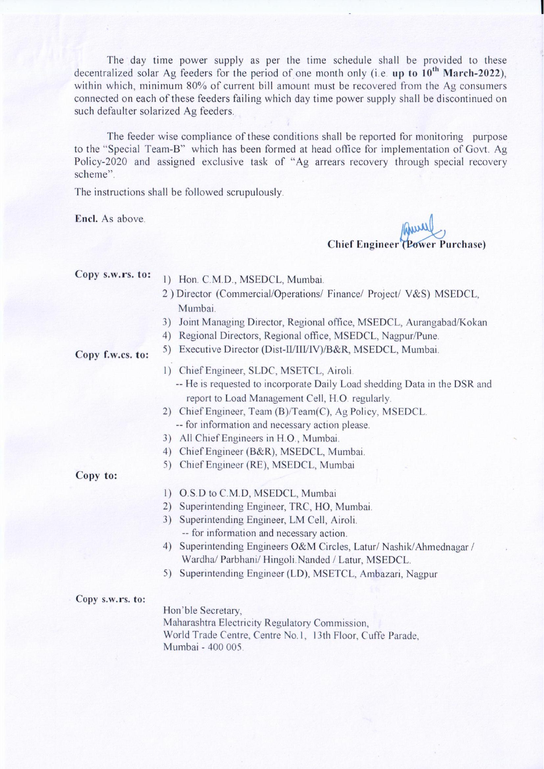The day time power supply as per the time schedule shall be provided to these decentralized solar Ag feeders for the period of one month only (i.e. **up to 10th March-2022**), within which, minimum 80% of current bill amount must be recovered from the Ag consumers connected on each of these feeders failing which day time power supply shall be discontinued on such defaulter solarized Ag feeders.

The feeder wise compliance of these conditions shall be reported for monitoring purpose to the "Special Team-B" which has been formed at head office for implementation of Govt. Ag Policy-2020 and assigned exclusive task of "Ag arrears recovery through special recovery scheme".

The instructions shall be followed scrupulously.

**Encl.** As above.

**Chief Engineer (Power Purchase)**

**Copy s.w.rs. to:**

1) Hon. C.M.D., MSEDCL, Mumbai.
2) Director (Commercial/Operations/ Finance/ Project/ V&S) MSEDCL, Mumbai.
3) Joint Managing Director, Regional office, MSEDCL, Aurangabad/Kokan
4) Regional Directors, Regional office, MSEDCL, Nagpur/Pune.
5) Executive Director (Dist-II/III/IV)/B&R, MSEDCL, Mumbai.

**Copy f.w.cs. to:**

1) Chief Engineer, SLDC, MSETCL, Airoli.
   -- He is requested to incorporate Daily Load shedding Data in the DSR and report to Load Management Cell, H.O. regularly.
2) Chief Engineer, Team (B)/Team(C), Ag Policy, MSEDCL.
   -- for information and necessary action please.
3) All Chief Engineers in H.O., Mumbai.
4) Chief Engineer (B&R), MSEDCL, Mumbai.
5) Chief Engineer (RE), MSEDCL, Mumbai

**Copy to:**

1) O.S.D to C.M.D, MSEDCL, Mumbai
2) Superintending Engineer, TRC, HO, Mumbai.
3) Superintending Engineer, LM Cell, Airoli.
   -- for information and necessary action.
4) Superintending Engineers O&M Circles, Latur/ Nashik/Ahmednagar / Wardha/ Parbhani/ Hingoli.Nanded / Latur, MSEDCL.
5) Superintending Engineer (LD), MSETCL, Ambazari, Nagpur

**Copy s.w.rs. to:**

Hon'ble Secretary,
Maharashtra Electricity Regulatory Commission,
World Trade Centre, Centre No.1, 13th Floor, Cuffe Parade,
Mumbai - 400 005.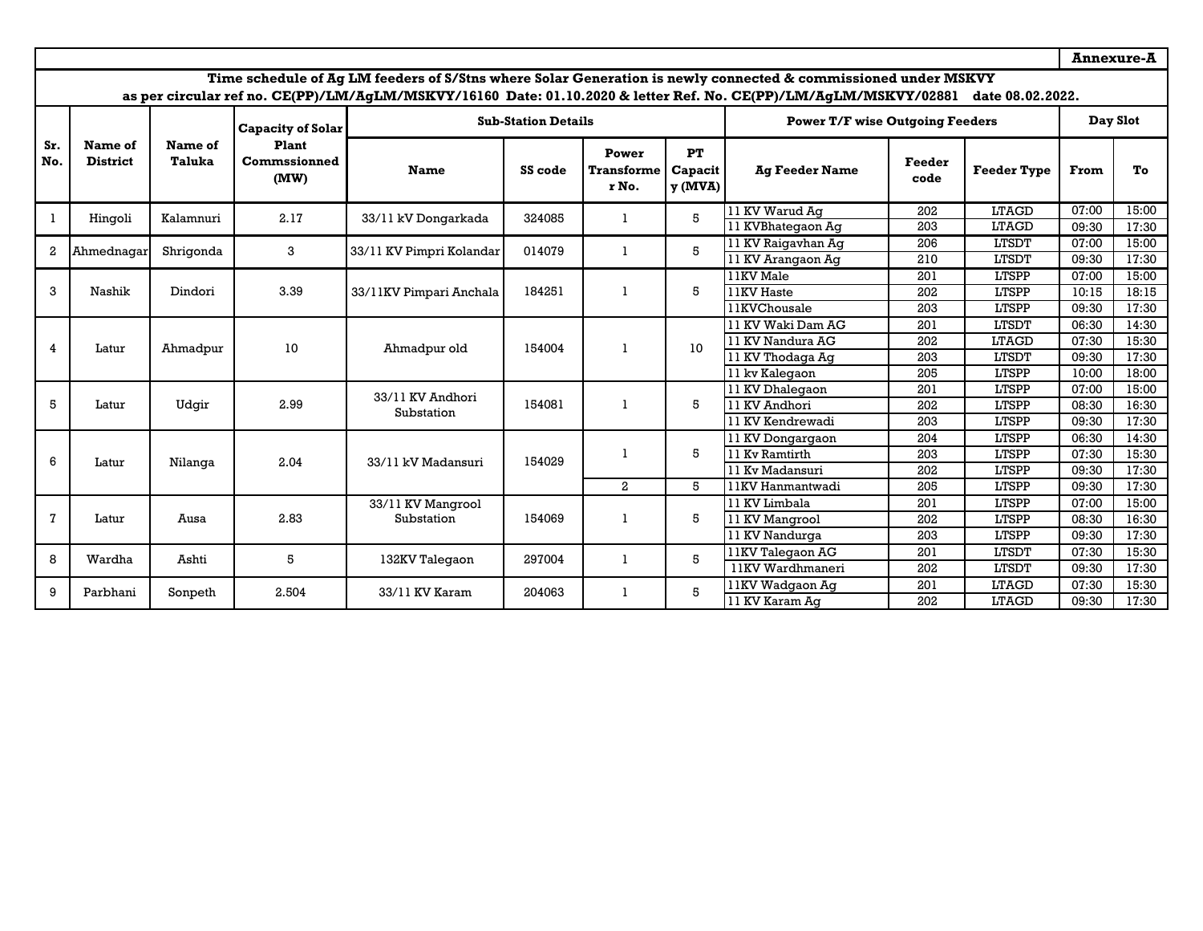**Annexure-A**

**Time schedule of Ag LM feeders of S/Stns where Solar Generation is newly connected & commissioned under MSKVY as per circular ref no. CE(PP)/LM/AgLM/MSKVY/16160 Date: 01.10.2020 & letter Ref. No. CE(PP)/LM/AgLM/MSKVY/02881 date 08.02.2022.**

| Sr. No. | Name of District | Name of Taluka | Capacity of Solar Plant Commssionned (MW) | Sub-Station Details | | | | Power T/F wise Outgoing Feeders | | | Day Slot | |
|---|---|---|---|---|---|---|---|---|---|---|---|---|
| | | | | Name | SS code | Power Transformer No. | PT Capacity (MVA) | Ag Feeder Name | Feeder code | Feeder Type | From | To |
| 1 | Hingoli | Kalamnuri | 2.17 | 33/11 kV Dongarkada | 324085 | 1 | 5 | 11 KV Warud Ag | 202 | LTAGD | 07:00 | 15:00 |
| | | | | | | | | 11 KVBhategaon Ag | 203 | LTAGD | 09:30 | 17:30 |
| 2 | Ahmednagar | Shrigonda | 3 | 33/11 KV Pimpri Kolandar | 014079 | 1 | 5 | 11 KV Raigavhan Ag | 206 | LTSDT | 07:00 | 15:00 |
| | | | | | | | | 11 KV Arangaon Ag | 210 | LTSDT | 09:30 | 17:30 |
| 3 | Nashik | Dindori | 3.39 | 33/11KV Pimpari Anchala | 184251 | 1 | 5 | 11KV Male | 201 | LTSPP | 07:00 | 15:00 |
| | | | | | | | | 11KV Haste | 202 | LTSPP | 10:15 | 18:15 |
| | | | | | | | | 11KVChousale | 203 | LTSPP | 09:30 | 17:30 |
| 4 | Latur | Ahmadpur | 10 | Ahmadpur old | 154004 | 1 | 10 | 11 KV Waki Dam AG | 201 | LTSDT | 06:30 | 14:30 |
| | | | | | | | | 11 KV Nandura AG | 202 | LTAGD | 07:30 | 15:30 |
| | | | | | | | | 11 KV Thodaga Ag | 203 | LTSDT | 09:30 | 17:30 |
| | | | | | | | | 11 kv Kalegaon | 205 | LTSPP | 10:00 | 18:00 |
| 5 | Latur | Udgir | 2.99 | 33/11 KV Andhori Substation | 154081 | 1 | 5 | 11 KV Dhalegaon | 201 | LTSPP | 07:00 | 15:00 |
| | | | | | | | | 11 KV Andhori | 202 | LTSPP | 08:30 | 16:30 |
| | | | | | | | | 11 KV Kendrewadi | 203 | LTSPP | 09:30 | 17:30 |
| 6 | Latur | Nilanga | 2.04 | 33/11 kV Madansuri | 154029 | 1 | 5 | 11 KV Dongargaon | 204 | LTSPP | 06:30 | 14:30 |
| | | | | | | | | 11 Kv Ramtirth | 203 | LTSPP | 07:30 | 15:30 |
| | | | | | | | | 11 Kv Madansuri | 202 | LTSPP | 09:30 | 17:30 |
| | | | | | | 2 | 5 | 11KV Hanmantwadi | 205 | LTSPP | 09:30 | 17:30 |
| 7 | Latur | Ausa | 2.83 | 33/11 KV Mangrool Substation | 154069 | 1 | 5 | 11 KV Limbala | 201 | LTSPP | 07:00 | 15:00 |
| | | | | | | | | 11 KV Mangrool | 202 | LTSPP | 08:30 | 16:30 |
| | | | | | | | | 11 KV Nandurga | 203 | LTSPP | 09:30 | 17:30 |
| 8 | Wardha | Ashti | 5 | 132KV Talegaon | 297004 | 1 | 5 | 11KV Talegaon AG | 201 | LTSDT | 07:30 | 15:30 |
| | | | | | | | | 11KV Wardhmaneri | 202 | LTSDT | 09:30 | 17:30 |
| 9 | Parbhani | Sonpeth | 2.504 | 33/11 KV Karam | 204063 | 1 | 5 | 11KV Wadgaon Ag | 201 | LTAGD | 07:30 | 15:30 |
| | | | | | | | | 11 KV Karam Ag | 202 | LTAGD | 09:30 | 17:30 |